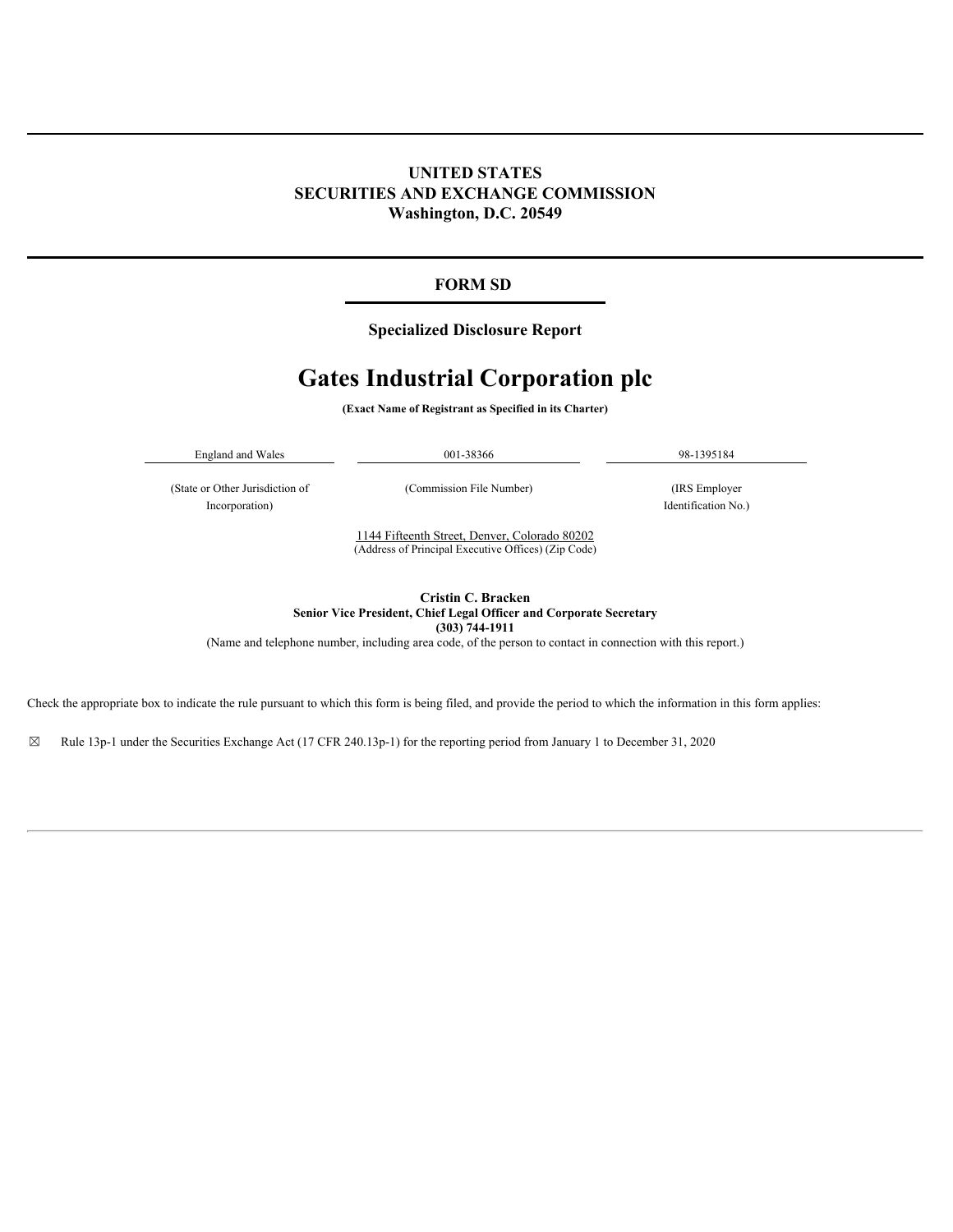# UNITED STATES
# SECURITIES AND EXCHANGE COMMISSION
**Washington, D.C. 20549**

## FORM SD

**Specialized Disclosure Report**

# Gates Industrial Corporation plc

**(Exact Name of Registrant as Specified in its Charter)**

| England and Wales | 001-38366 | 98-1395184 |
|---|---|---|
| (State or Other Jurisdiction of Incorporation) | (Commission File Number) | (IRS Employer Identification No.) |

1144 Fifteenth Street, Denver, Colorado 80202
(Address of Principal Executive Offices) (Zip Code)

**Cristin C. Bracken**
**Senior Vice President, Chief Legal Officer and Corporate Secretary**
**(303) 744-1911**
(Name and telephone number, including area code, of the person to contact in connection with this report.)

Check the appropriate box to indicate the rule pursuant to which this form is being filed, and provide the period to which the information in this form applies:

☒ Rule 13p-1 under the Securities Exchange Act (17 CFR 240.13p-1) for the reporting period from January 1 to December 31, 2020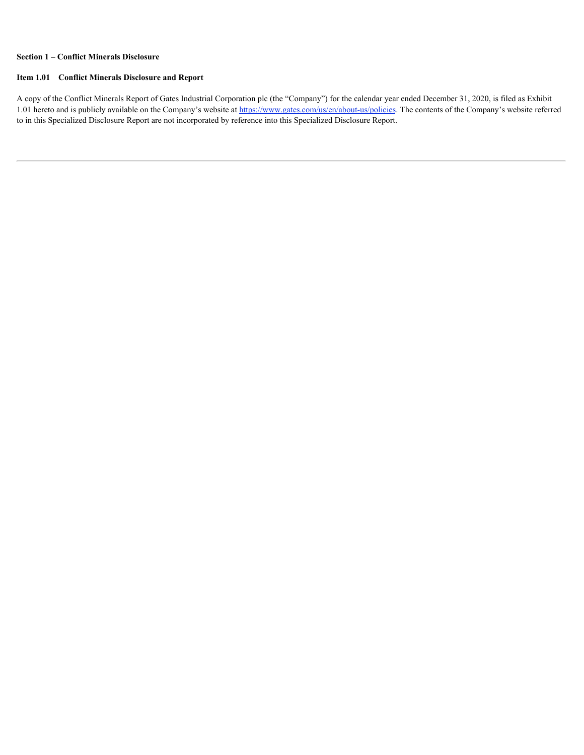**Section 1 – Conflict Minerals Disclosure**

**Item 1.01 Conflict Minerals Disclosure and Report**

A copy of the Conflict Minerals Report of Gates Industrial Corporation plc (the "Company") for the calendar year ended December 31, 2020, is filed as Exhibit 1.01 hereto and is publicly available on the Company's website at https://www.gates.com/us/en/about-us/policies. The contents of the Company's website referred to in this Specialized Disclosure Report are not incorporated by reference into this Specialized Disclosure Report.

---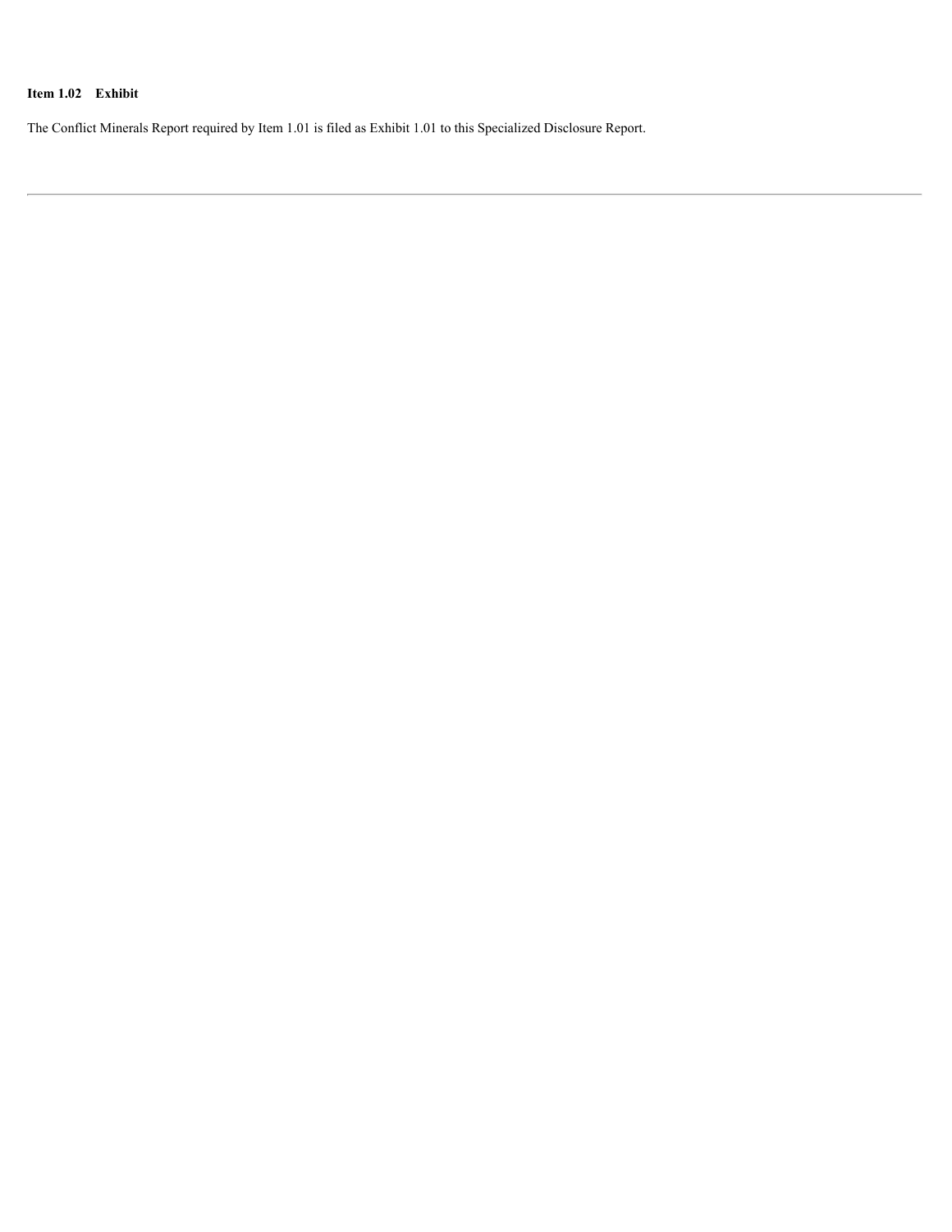**Item 1.02 Exhibit**

The Conflict Minerals Report required by Item 1.01 is filed as Exhibit 1.01 to this Specialized Disclosure Report.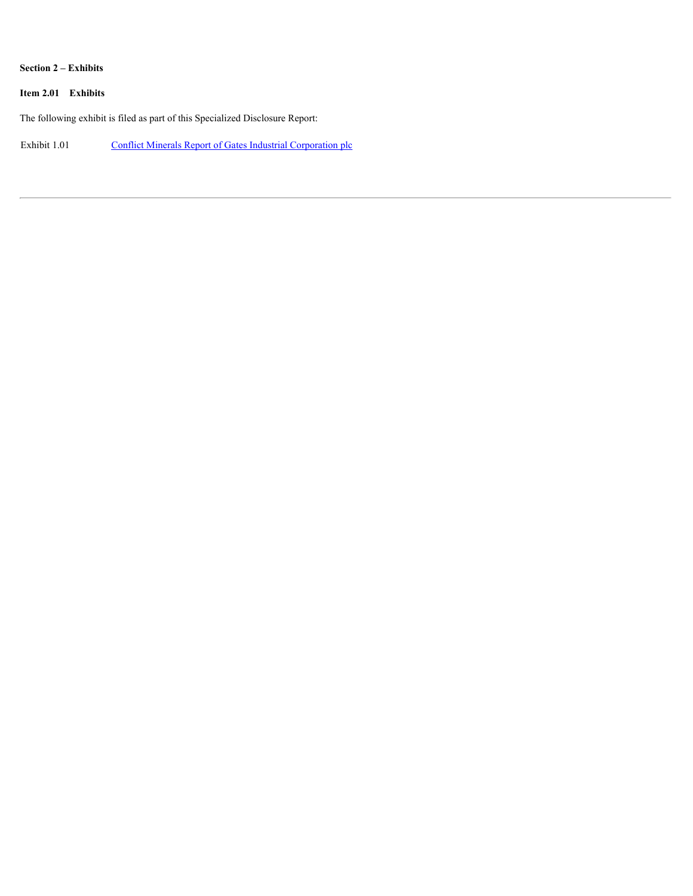**Section 2 – Exhibits**

**Item 2.01 Exhibits**

The following exhibit is filed as part of this Specialized Disclosure Report:

| | |
|---|---|
| Exhibit 1.01 | Conflict Minerals Report of Gates Industrial Corporation plc |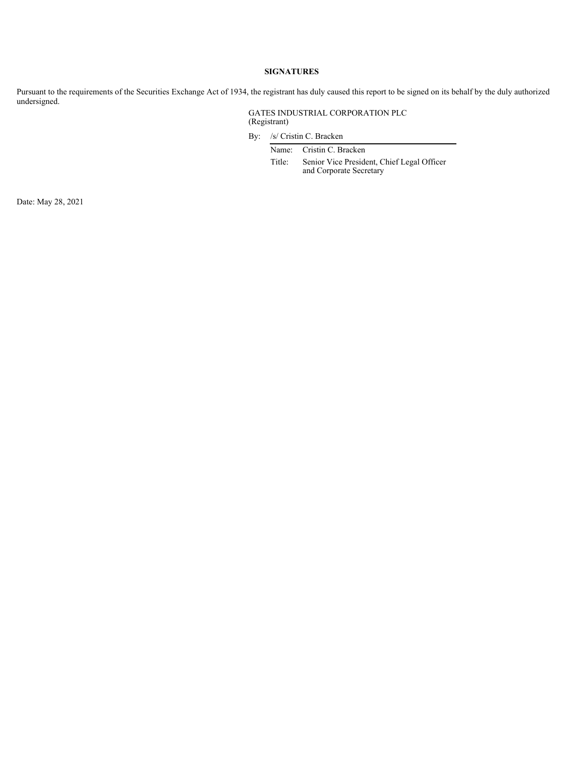**SIGNATURES**

Pursuant to the requirements of the Securities Exchange Act of 1934, the registrant has duly caused this report to be signed on its behalf by the duly authorized undersigned.

GATES INDUSTRIAL CORPORATION PLC
(Registrant)

By: /s/ Cristin C. Bracken

Name: Cristin C. Bracken
Title: Senior Vice President, Chief Legal Officer and Corporate Secretary

Date: May 28, 2021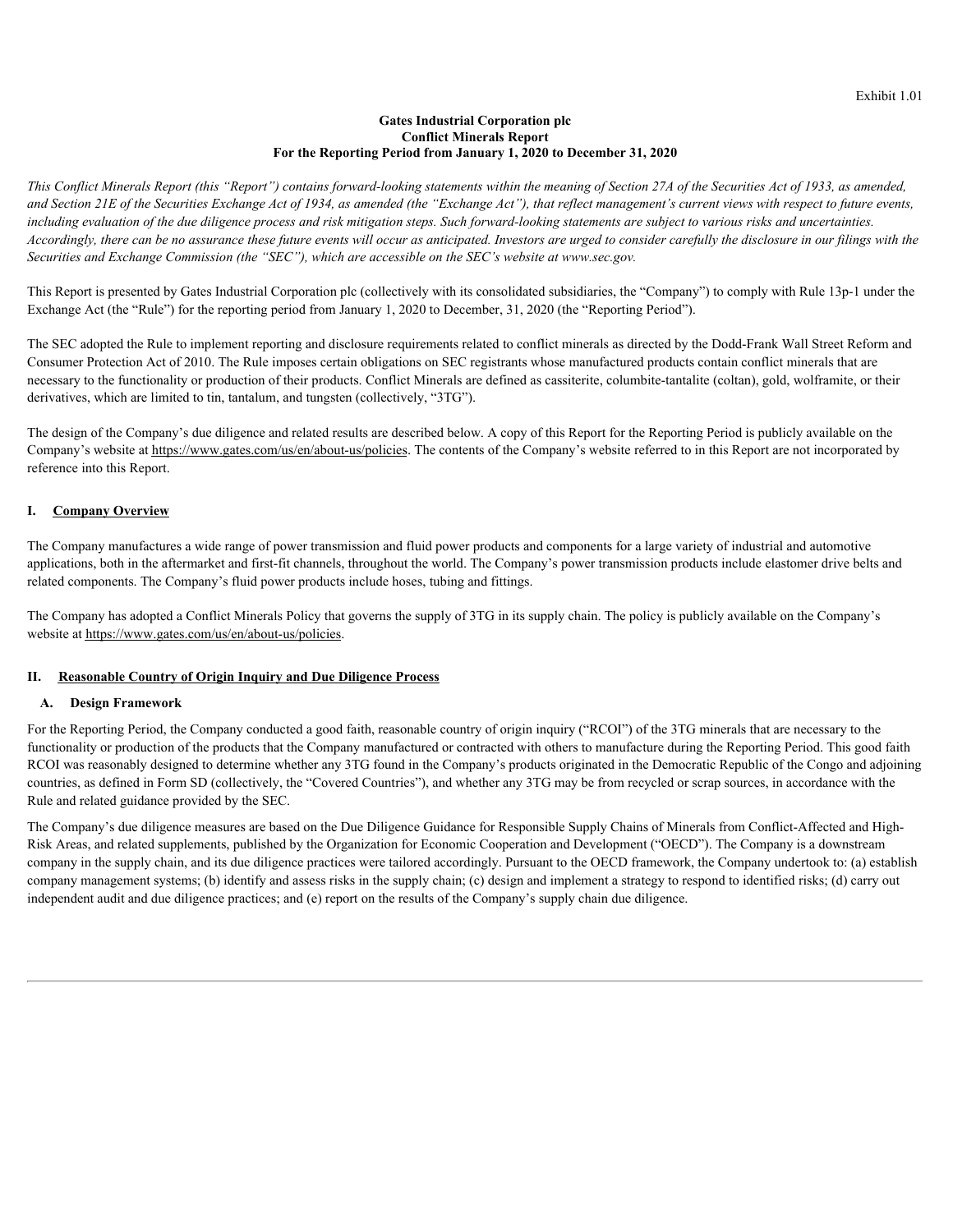Exhibit 1.01

**Gates Industrial Corporation plc**
**Conflict Minerals Report**
**For the Reporting Period from January 1, 2020 to December 31, 2020**

*This Conflict Minerals Report (this "Report") contains forward-looking statements within the meaning of Section 27A of the Securities Act of 1933, as amended, and Section 21E of the Securities Exchange Act of 1934, as amended (the "Exchange Act"), that reflect management's current views with respect to future events, including evaluation of the due diligence process and risk mitigation steps. Such forward-looking statements are subject to various risks and uncertainties. Accordingly, there can be no assurance these future events will occur as anticipated. Investors are urged to consider carefully the disclosure in our filings with the Securities and Exchange Commission (the "SEC"), which are accessible on the SEC's website at www.sec.gov.*

This Report is presented by Gates Industrial Corporation plc (collectively with its consolidated subsidiaries, the "Company") to comply with Rule 13p-1 under the Exchange Act (the "Rule") for the reporting period from January 1, 2020 to December, 31, 2020 (the "Reporting Period").

The SEC adopted the Rule to implement reporting and disclosure requirements related to conflict minerals as directed by the Dodd-Frank Wall Street Reform and Consumer Protection Act of 2010. The Rule imposes certain obligations on SEC registrants whose manufactured products contain conflict minerals that are necessary to the functionality or production of their products. Conflict Minerals are defined as cassiterite, columbite-tantalite (coltan), gold, wolframite, or their derivatives, which are limited to tin, tantalum, and tungsten (collectively, "3TG").

The design of the Company's due diligence and related results are described below. A copy of this Report for the Reporting Period is publicly available on the Company's website at https://www.gates.com/us/en/about-us/policies. The contents of the Company's website referred to in this Report are not incorporated by reference into this Report.

## I. Company Overview

The Company manufactures a wide range of power transmission and fluid power products and components for a large variety of industrial and automotive applications, both in the aftermarket and first-fit channels, throughout the world. The Company's power transmission products include elastomer drive belts and related components. The Company's fluid power products include hoses, tubing and fittings.

The Company has adopted a Conflict Minerals Policy that governs the supply of 3TG in its supply chain. The policy is publicly available on the Company's website at https://www.gates.com/us/en/about-us/policies.

## II. Reasonable Country of Origin Inquiry and Due Diligence Process

### A. Design Framework

For the Reporting Period, the Company conducted a good faith, reasonable country of origin inquiry ("RCOI") of the 3TG minerals that are necessary to the functionality or production of the products that the Company manufactured or contracted with others to manufacture during the Reporting Period. This good faith RCOI was reasonably designed to determine whether any 3TG found in the Company's products originated in the Democratic Republic of the Congo and adjoining countries, as defined in Form SD (collectively, the "Covered Countries"), and whether any 3TG may be from recycled or scrap sources, in accordance with the Rule and related guidance provided by the SEC.

The Company's due diligence measures are based on the Due Diligence Guidance for Responsible Supply Chains of Minerals from Conflict-Affected and High-Risk Areas, and related supplements, published by the Organization for Economic Cooperation and Development ("OECD"). The Company is a downstream company in the supply chain, and its due diligence practices were tailored accordingly. Pursuant to the OECD framework, the Company undertook to: (a) establish company management systems; (b) identify and assess risks in the supply chain; (c) design and implement a strategy to respond to identified risks; (d) carry out independent audit and due diligence practices; and (e) report on the results of the Company's supply chain due diligence.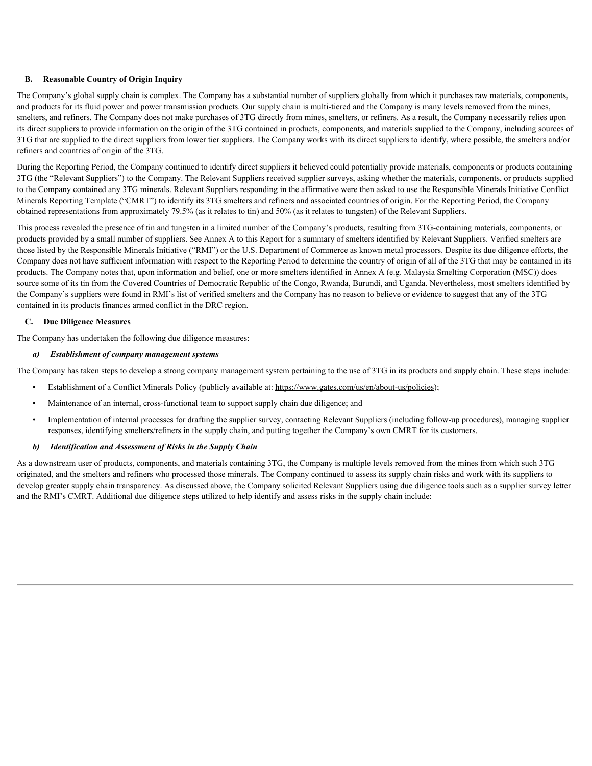### B. Reasonable Country of Origin Inquiry

The Company's global supply chain is complex. The Company has a substantial number of suppliers globally from which it purchases raw materials, components, and products for its fluid power and power transmission products. Our supply chain is multi-tiered and the Company is many levels removed from the mines, smelters, and refiners. The Company does not make purchases of 3TG directly from mines, smelters, or refiners. As a result, the Company necessarily relies upon its direct suppliers to provide information on the origin of the 3TG contained in products, components, and materials supplied to the Company, including sources of 3TG that are supplied to the direct suppliers from lower tier suppliers. The Company works with its direct suppliers to identify, where possible, the smelters and/or refiners and countries of origin of the 3TG.

During the Reporting Period, the Company continued to identify direct suppliers it believed could potentially provide materials, components or products containing 3TG (the "Relevant Suppliers") to the Company. The Relevant Suppliers received supplier surveys, asking whether the materials, components, or products supplied to the Company contained any 3TG minerals. Relevant Suppliers responding in the affirmative were then asked to use the Responsible Minerals Initiative Conflict Minerals Reporting Template ("CMRT") to identify its 3TG smelters and refiners and associated countries of origin. For the Reporting Period, the Company obtained representations from approximately 79.5% (as it relates to tin) and 50% (as it relates to tungsten) of the Relevant Suppliers.

This process revealed the presence of tin and tungsten in a limited number of the Company's products, resulting from 3TG-containing materials, components, or products provided by a small number of suppliers. See Annex A to this Report for a summary of smelters identified by Relevant Suppliers. Verified smelters are those listed by the Responsible Minerals Initiative ("RMI") or the U.S. Department of Commerce as known metal processors. Despite its due diligence efforts, the Company does not have sufficient information with respect to the Reporting Period to determine the country of origin of all of the 3TG that may be contained in its products. The Company notes that, upon information and belief, one or more smelters identified in Annex A (e.g. Malaysia Smelting Corporation (MSC)) does source some of its tin from the Covered Countries of Democratic Republic of the Congo, Rwanda, Burundi, and Uganda. Nevertheless, most smelters identified by the Company's suppliers were found in RMI's list of verified smelters and the Company has no reason to believe or evidence to suggest that any of the 3TG contained in its products finances armed conflict in the DRC region.

### C. Due Diligence Measures

The Company has undertaken the following due diligence measures:

#### *a) Establishment of company management systems*

The Company has taken steps to develop a strong company management system pertaining to the use of 3TG in its products and supply chain. These steps include:

- Establishment of a Conflict Minerals Policy (publicly available at: https://www.gates.com/us/en/about-us/policies);
- Maintenance of an internal, cross-functional team to support supply chain due diligence; and
- Implementation of internal processes for drafting the supplier survey, contacting Relevant Suppliers (including follow-up procedures), managing supplier responses, identifying smelters/refiners in the supply chain, and putting together the Company's own CMRT for its customers.

#### *b) Identification and Assessment of Risks in the Supply Chain*

As a downstream user of products, components, and materials containing 3TG, the Company is multiple levels removed from the mines from which such 3TG originated, and the smelters and refiners who processed those minerals. The Company continued to assess its supply chain risks and work with its suppliers to develop greater supply chain transparency. As discussed above, the Company solicited Relevant Suppliers using due diligence tools such as a supplier survey letter and the RMI's CMRT. Additional due diligence steps utilized to help identify and assess risks in the supply chain include: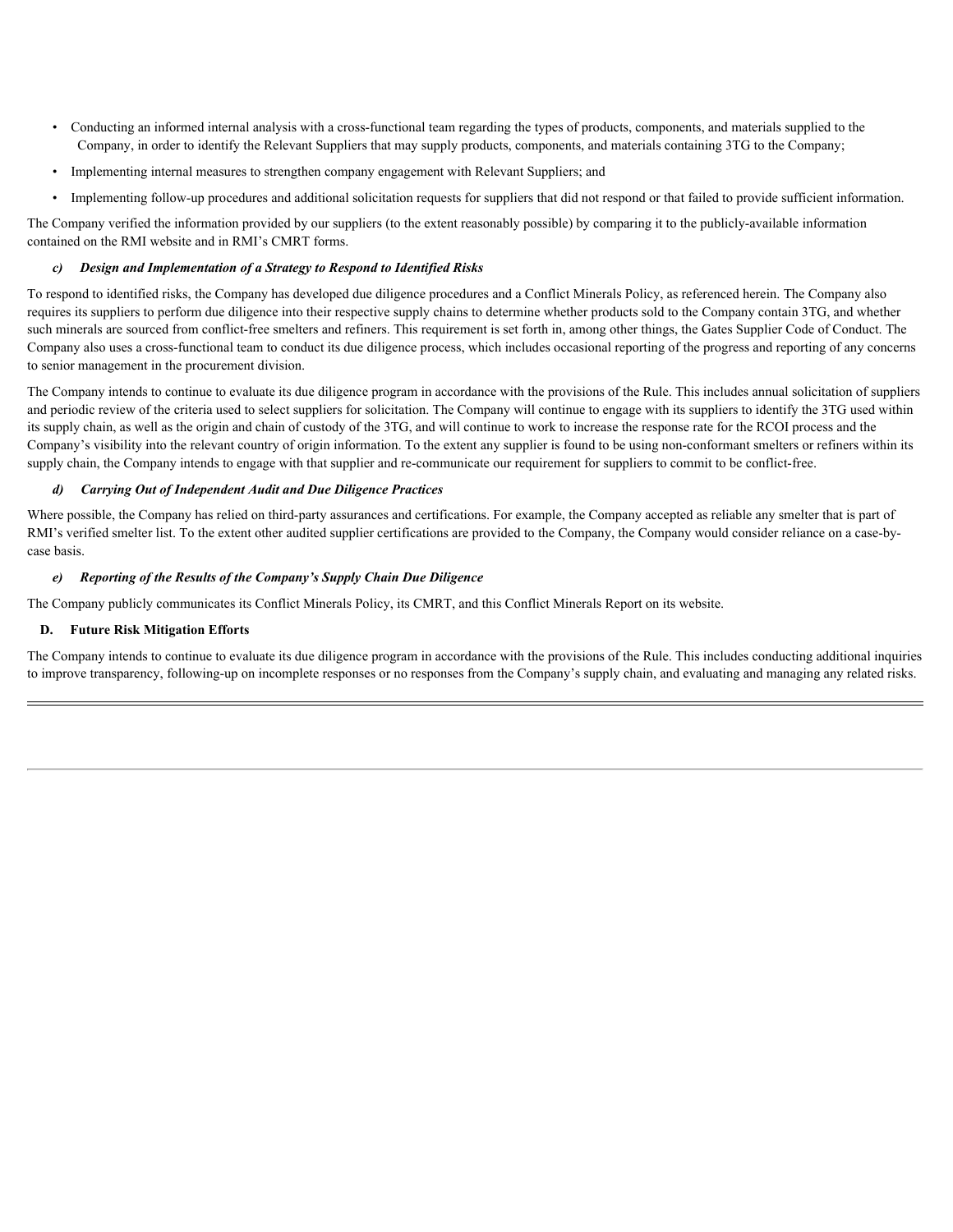- Conducting an informed internal analysis with a cross-functional team regarding the types of products, components, and materials supplied to the Company, in order to identify the Relevant Suppliers that may supply products, components, and materials containing 3TG to the Company;
- Implementing internal measures to strengthen company engagement with Relevant Suppliers; and
- Implementing follow-up procedures and additional solicitation requests for suppliers that did not respond or that failed to provide sufficient information.

The Company verified the information provided by our suppliers (to the extent reasonably possible) by comparing it to the publicly-available information contained on the RMI website and in RMI's CMRT forms.

***c) Design and Implementation of a Strategy to Respond to Identified Risks***

To respond to identified risks, the Company has developed due diligence procedures and a Conflict Minerals Policy, as referenced herein. The Company also requires its suppliers to perform due diligence into their respective supply chains to determine whether products sold to the Company contain 3TG, and whether such minerals are sourced from conflict-free smelters and refiners. This requirement is set forth in, among other things, the Gates Supplier Code of Conduct. The Company also uses a cross-functional team to conduct its due diligence process, which includes occasional reporting of the progress and reporting of any concerns to senior management in the procurement division.

The Company intends to continue to evaluate its due diligence program in accordance with the provisions of the Rule. This includes annual solicitation of suppliers and periodic review of the criteria used to select suppliers for solicitation. The Company will continue to engage with its suppliers to identify the 3TG used within its supply chain, as well as the origin and chain of custody of the 3TG, and will continue to work to increase the response rate for the RCOI process and the Company's visibility into the relevant country of origin information. To the extent any supplier is found to be using non-conformant smelters or refiners within its supply chain, the Company intends to engage with that supplier and re-communicate our requirement for suppliers to commit to be conflict-free.

***d) Carrying Out of Independent Audit and Due Diligence Practices***

Where possible, the Company has relied on third-party assurances and certifications. For example, the Company accepted as reliable any smelter that is part of RMI's verified smelter list. To the extent other audited supplier certifications are provided to the Company, the Company would consider reliance on a case-by-case basis.

***e) Reporting of the Results of the Company's Supply Chain Due Diligence***

The Company publicly communicates its Conflict Minerals Policy, its CMRT, and this Conflict Minerals Report on its website.

**D. Future Risk Mitigation Efforts**

The Company intends to continue to evaluate its due diligence program in accordance with the provisions of the Rule. This includes conducting additional inquiries to improve transparency, following-up on incomplete responses or no responses from the Company's supply chain, and evaluating and managing any related risks.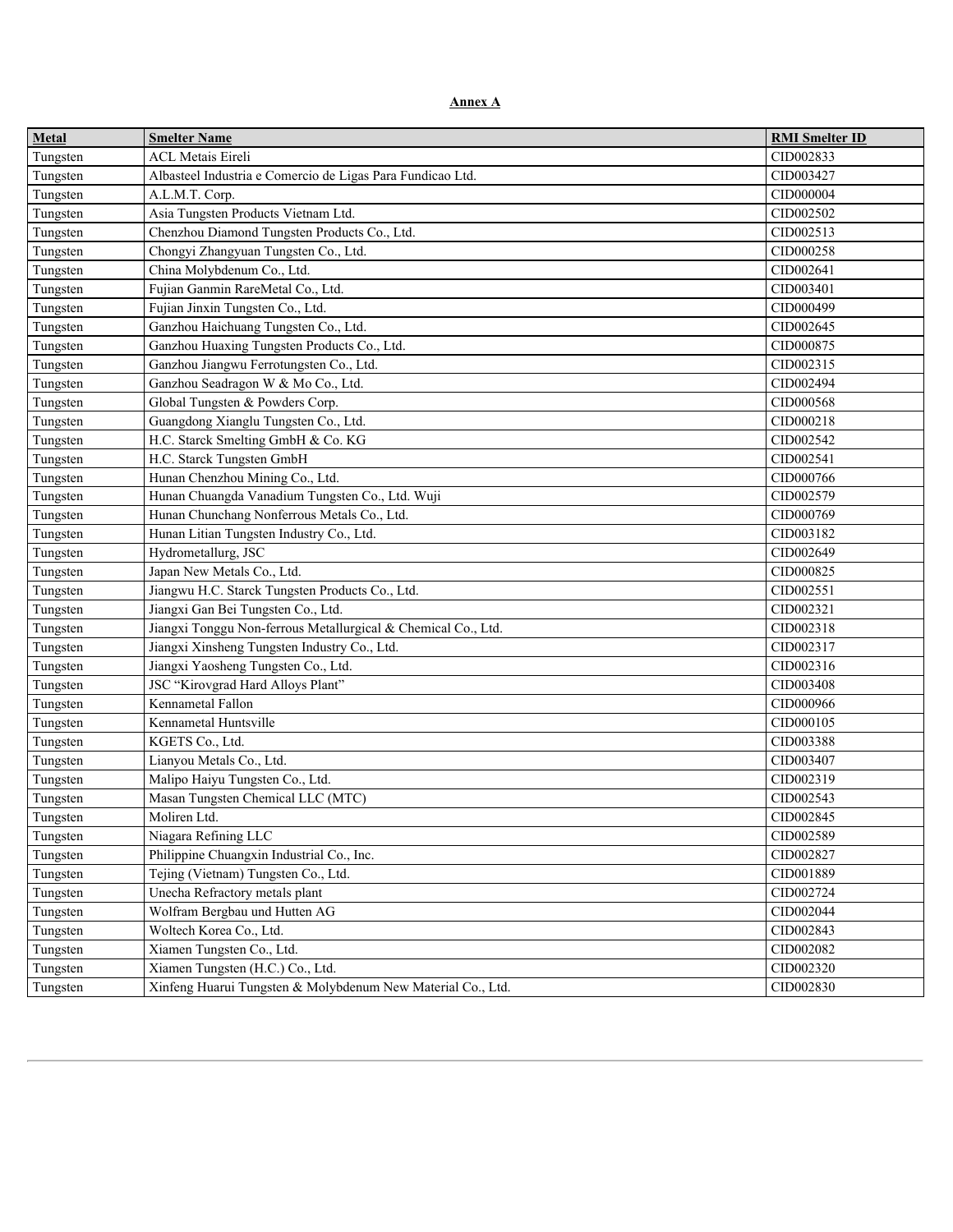**Annex A**

| Metal | Smelter Name | RMI Smelter ID |
|---|---|---|
| Tungsten | ACL Metais Eireli | CID002833 |
| Tungsten | Albasteel Industria e Comercio de Ligas Para Fundicao Ltd. | CID003427 |
| Tungsten | A.L.M.T. Corp. | CID000004 |
| Tungsten | Asia Tungsten Products Vietnam Ltd. | CID002502 |
| Tungsten | Chenzhou Diamond Tungsten Products Co., Ltd. | CID002513 |
| Tungsten | Chongyi Zhangyuan Tungsten Co., Ltd. | CID000258 |
| Tungsten | China Molybdenum Co., Ltd. | CID002641 |
| Tungsten | Fujian Ganmin RareMetal Co., Ltd. | CID003401 |
| Tungsten | Fujian Jinxin Tungsten Co., Ltd. | CID000499 |
| Tungsten | Ganzhou Haichuang Tungsten Co., Ltd. | CID002645 |
| Tungsten | Ganzhou Huaxing Tungsten Products Co., Ltd. | CID000875 |
| Tungsten | Ganzhou Jiangwu Ferrotungsten Co., Ltd. | CID002315 |
| Tungsten | Ganzhou Seadragon W & Mo Co., Ltd. | CID002494 |
| Tungsten | Global Tungsten & Powders Corp. | CID000568 |
| Tungsten | Guangdong Xianglu Tungsten Co., Ltd. | CID000218 |
| Tungsten | H.C. Starck Smelting GmbH & Co. KG | CID002542 |
| Tungsten | H.C. Starck Tungsten GmbH | CID002541 |
| Tungsten | Hunan Chenzhou Mining Co., Ltd. | CID000766 |
| Tungsten | Hunan Chuangda Vanadium Tungsten Co., Ltd. Wuji | CID002579 |
| Tungsten | Hunan Chunchang Nonferrous Metals Co., Ltd. | CID000769 |
| Tungsten | Hunan Litian Tungsten Industry Co., Ltd. | CID003182 |
| Tungsten | Hydrometallurg, JSC | CID002649 |
| Tungsten | Japan New Metals Co., Ltd. | CID000825 |
| Tungsten | Jiangwu H.C. Starck Tungsten Products Co., Ltd. | CID002551 |
| Tungsten | Jiangxi Gan Bei Tungsten Co., Ltd. | CID002321 |
| Tungsten | Jiangxi Tonggu Non-ferrous Metallurgical & Chemical Co., Ltd. | CID002318 |
| Tungsten | Jiangxi Xinsheng Tungsten Industry Co., Ltd. | CID002317 |
| Tungsten | Jiangxi Yaosheng Tungsten Co., Ltd. | CID002316 |
| Tungsten | JSC “Kirovgrad Hard Alloys Plant” | CID003408 |
| Tungsten | Kennametal Fallon | CID000966 |
| Tungsten | Kennametal Huntsville | CID000105 |
| Tungsten | KGETS Co., Ltd. | CID003388 |
| Tungsten | Lianyou Metals Co., Ltd. | CID003407 |
| Tungsten | Malipo Haiyu Tungsten Co., Ltd. | CID002319 |
| Tungsten | Masan Tungsten Chemical LLC (MTC) | CID002543 |
| Tungsten | Moliren Ltd. | CID002845 |
| Tungsten | Niagara Refining LLC | CID002589 |
| Tungsten | Philippine Chuangxin Industrial Co., Inc. | CID002827 |
| Tungsten | Tejing (Vietnam) Tungsten Co., Ltd. | CID001889 |
| Tungsten | Unecha Refractory metals plant | CID002724 |
| Tungsten | Wolfram Bergbau und Hutten AG | CID002044 |
| Tungsten | Woltech Korea Co., Ltd. | CID002843 |
| Tungsten | Xiamen Tungsten Co., Ltd. | CID002082 |
| Tungsten | Xiamen Tungsten (H.C.) Co., Ltd. | CID002320 |
| Tungsten | Xinfeng Huarui Tungsten & Molybdenum New Material Co., Ltd. | CID002830 |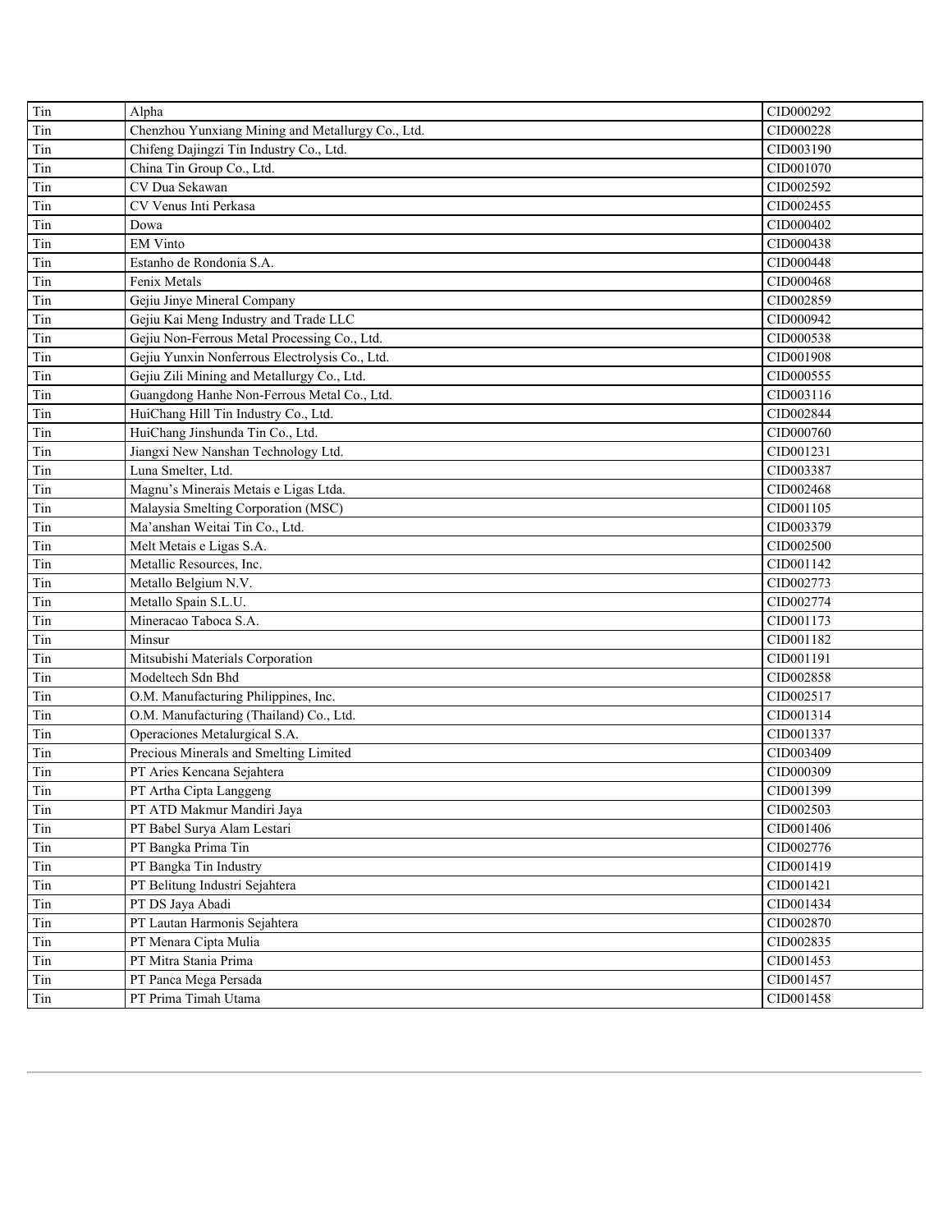| | | |
|---|---|---|
| Tin | Alpha | CID000292 |
| Tin | Chenzhou Yunxiang Mining and Metallurgy Co., Ltd. | CID000228 |
| Tin | Chifeng Dajingzi Tin Industry Co., Ltd. | CID003190 |
| Tin | China Tin Group Co., Ltd. | CID001070 |
| Tin | CV Dua Sekawan | CID002592 |
| Tin | CV Venus Inti Perkasa | CID002455 |
| Tin | Dowa | CID000402 |
| Tin | EM Vinto | CID000438 |
| Tin | Estanho de Rondonia S.A. | CID000448 |
| Tin | Fenix Metals | CID000468 |
| Tin | Gejiu Jinye Mineral Company | CID002859 |
| Tin | Gejiu Kai Meng Industry and Trade LLC | CID000942 |
| Tin | Gejiu Non-Ferrous Metal Processing Co., Ltd. | CID000538 |
| Tin | Gejiu Yunxin Nonferrous Electrolysis Co., Ltd. | CID001908 |
| Tin | Gejiu Zili Mining and Metallurgy Co., Ltd. | CID000555 |
| Tin | Guangdong Hanhe Non-Ferrous Metal Co., Ltd. | CID003116 |
| Tin | HuiChang Hill Tin Industry Co., Ltd. | CID002844 |
| Tin | HuiChang Jinshunda Tin Co., Ltd. | CID000760 |
| Tin | Jiangxi New Nanshan Technology Ltd. | CID001231 |
| Tin | Luna Smelter, Ltd. | CID003387 |
| Tin | Magnu’s Minerais Metais e Ligas Ltda. | CID002468 |
| Tin | Malaysia Smelting Corporation (MSC) | CID001105 |
| Tin | Ma’anshan Weitai Tin Co., Ltd. | CID003379 |
| Tin | Melt Metais e Ligas S.A. | CID002500 |
| Tin | Metallic Resources, Inc. | CID001142 |
| Tin | Metallo Belgium N.V. | CID002773 |
| Tin | Metallo Spain S.L.U. | CID002774 |
| Tin | Mineracao Taboca S.A. | CID001173 |
| Tin | Minsur | CID001182 |
| Tin | Mitsubishi Materials Corporation | CID001191 |
| Tin | Modeltech Sdn Bhd | CID002858 |
| Tin | O.M. Manufacturing Philippines, Inc. | CID002517 |
| Tin | O.M. Manufacturing (Thailand) Co., Ltd. | CID001314 |
| Tin | Operaciones Metalurgical S.A. | CID001337 |
| Tin | Precious Minerals and Smelting Limited | CID003409 |
| Tin | PT Aries Kencana Sejahtera | CID000309 |
| Tin | PT Artha Cipta Langgeng | CID001399 |
| Tin | PT ATD Makmur Mandiri Jaya | CID002503 |
| Tin | PT Babel Surya Alam Lestari | CID001406 |
| Tin | PT Bangka Prima Tin | CID002776 |
| Tin | PT Bangka Tin Industry | CID001419 |
| Tin | PT Belitung Industri Sejahtera | CID001421 |
| Tin | PT DS Jaya Abadi | CID001434 |
| Tin | PT Lautan Harmonis Sejahtera | CID002870 |
| Tin | PT Menara Cipta Mulia | CID002835 |
| Tin | PT Mitra Stania Prima | CID001453 |
| Tin | PT Panca Mega Persada | CID001457 |
| Tin | PT Prima Timah Utama | CID001458 |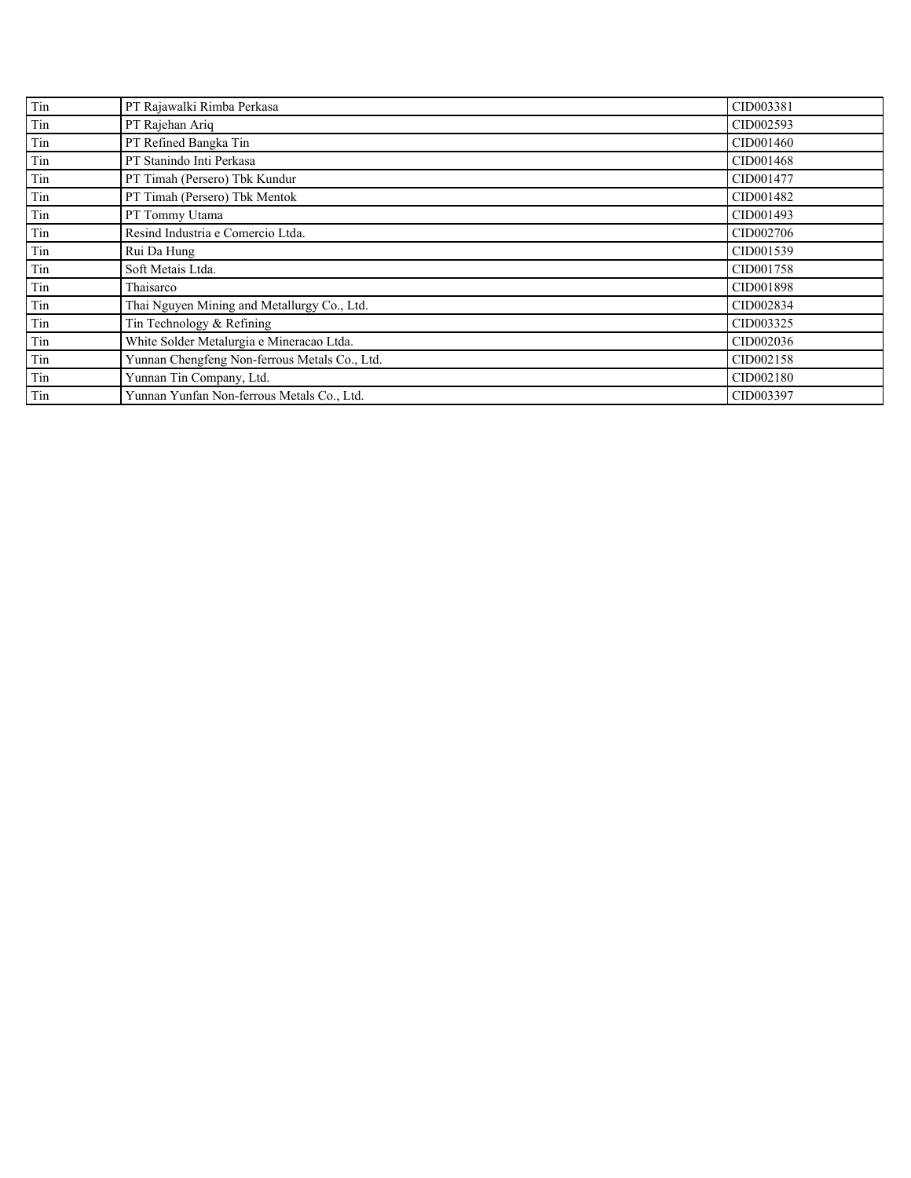| | | |
|---|---|---|
| Tin | PT Rajawalki Rimba Perkasa | CID003381 |
| Tin | PT Rajehan Ariq | CID002593 |
| Tin | PT Refined Bangka Tin | CID001460 |
| Tin | PT Stanindo Inti Perkasa | CID001468 |
| Tin | PT Timah (Persero) Tbk Kundur | CID001477 |
| Tin | PT Timah (Persero) Tbk Mentok | CID001482 |
| Tin | PT Tommy Utama | CID001493 |
| Tin | Resind Industria e Comercio Ltda. | CID002706 |
| Tin | Rui Da Hung | CID001539 |
| Tin | Soft Metais Ltda. | CID001758 |
| Tin | Thaisarco | CID001898 |
| Tin | Thai Nguyen Mining and Metallurgy Co., Ltd. | CID002834 |
| Tin | Tin Technology & Refining | CID003325 |
| Tin | White Solder Metalurgia e Mineracao Ltda. | CID002036 |
| Tin | Yunnan Chengfeng Non-ferrous Metals Co., Ltd. | CID002158 |
| Tin | Yunnan Tin Company, Ltd. | CID002180 |
| Tin | Yunnan Yunfan Non-ferrous Metals Co., Ltd. | CID003397 |